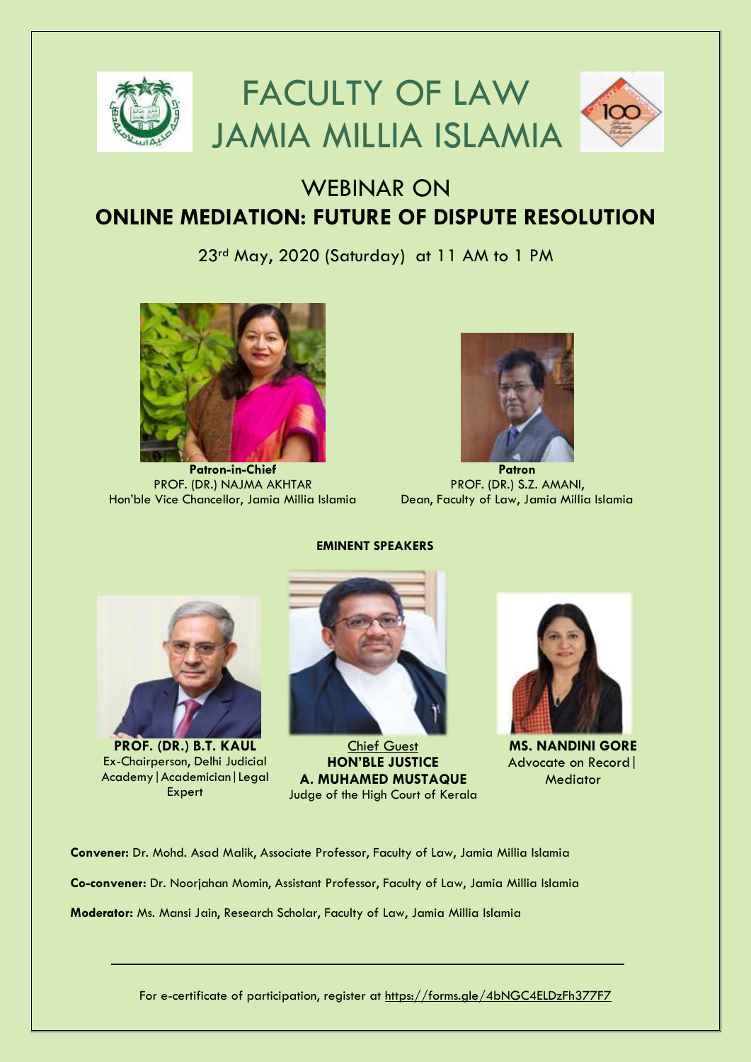# FACULTY OF LAW
# JAMIA MILLIA ISLAMIA

## WEBINAR ON
## ONLINE MEDIATION: FUTURE OF DISPUTE RESOLUTION

23rd May, 2020 (Saturday) at 11 AM to 1 PM

**Patron-in-Chief**
PROF. (DR.) NAJMA AKHTAR
Hon'ble Vice Chancellor, Jamia Millia Islamia

**Patron**
PROF. (DR.) S.Z. AMANI,
Dean, Faculty of Law, Jamia Millia Islamia

**EMINENT SPEAKERS**

**PROF. (DR.) B.T. KAUL**
Ex-Chairperson, Delhi Judicial Academy|Academician|Legal Expert

Chief Guest
**HON'BLE JUSTICE A. MUHAMED MUSTAQUE**
Judge of the High Court of Kerala

**MS. NANDINI GORE**
Advocate on Record|Mediator

**Convener:** Dr. Mohd. Asad Malik, Associate Professor, Faculty of Law, Jamia Millia Islamia

**Co-convener:** Dr. Noorjahan Momin, Assistant Professor, Faculty of Law, Jamia Millia Islamia

**Moderator:** Ms. Mansi Jain, Research Scholar, Faculty of Law, Jamia Millia Islamia

---

For e-certificate of participation, register at https://forms.gle/4bNGC4ELDzFh377F7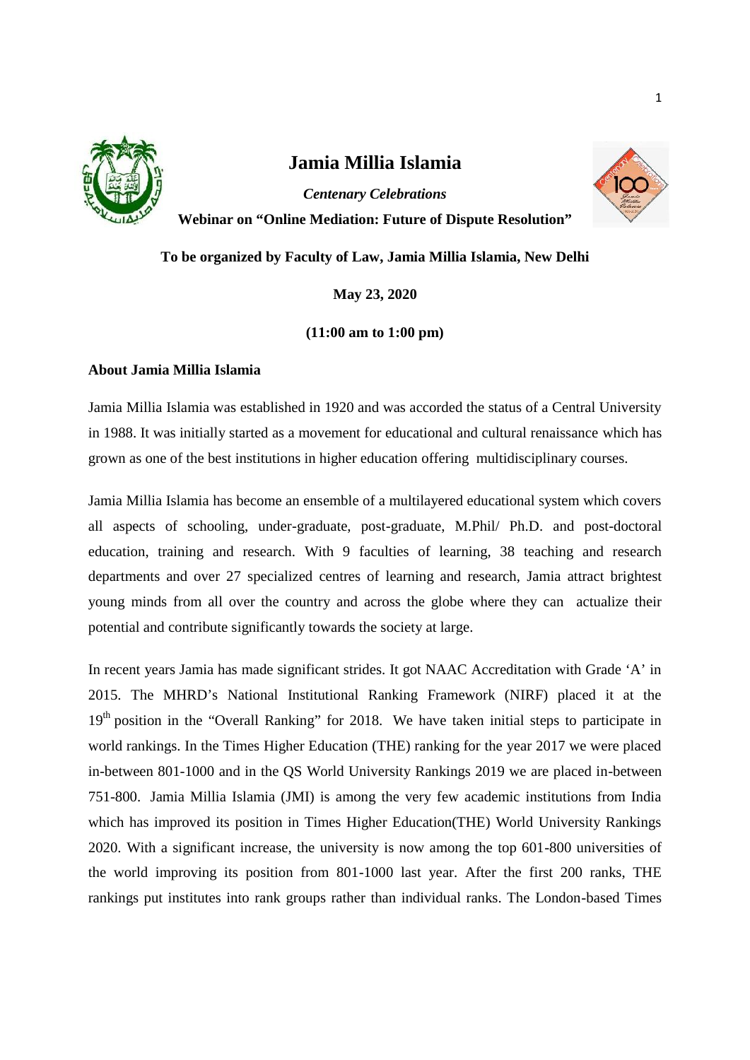# Jamia Millia Islamia

***Centenary Celebrations***

**Webinar on "Online Mediation: Future of Dispute Resolution"**

**To be organized by Faculty of Law, Jamia Millia Islamia, New Delhi**

**May 23, 2020**

**(11:00 am to 1:00 pm)**

## About Jamia Millia Islamia

Jamia Millia Islamia was established in 1920 and was accorded the status of a Central University in 1988. It was initially started as a movement for educational and cultural renaissance which has grown as one of the best institutions in higher education offering multidisciplinary courses.

Jamia Millia Islamia has become an ensemble of a multilayered educational system which covers all aspects of schooling, under-graduate, post-graduate, M.Phil/ Ph.D. and post-doctoral education, training and research. With 9 faculties of learning, 38 teaching and research departments and over 27 specialized centres of learning and research, Jamia attract brightest young minds from all over the country and across the globe where they can actualize their potential and contribute significantly towards the society at large.

In recent years Jamia has made significant strides. It got NAAC Accreditation with Grade 'A' in 2015. The MHRD's National Institutional Ranking Framework (NIRF) placed it at the 19th position in the "Overall Ranking" for 2018. We have taken initial steps to participate in world rankings. In the Times Higher Education (THE) ranking for the year 2017 we were placed in-between 801-1000 and in the QS World University Rankings 2019 we are placed in-between 751-800. Jamia Millia Islamia (JMI) is among the very few academic institutions from India which has improved its position in Times Higher Education(THE) World University Rankings 2020. With a significant increase, the university is now among the top 601-800 universities of the world improving its position from 801-1000 last year. After the first 200 ranks, THE rankings put institutes into rank groups rather than individual ranks. The London-based Times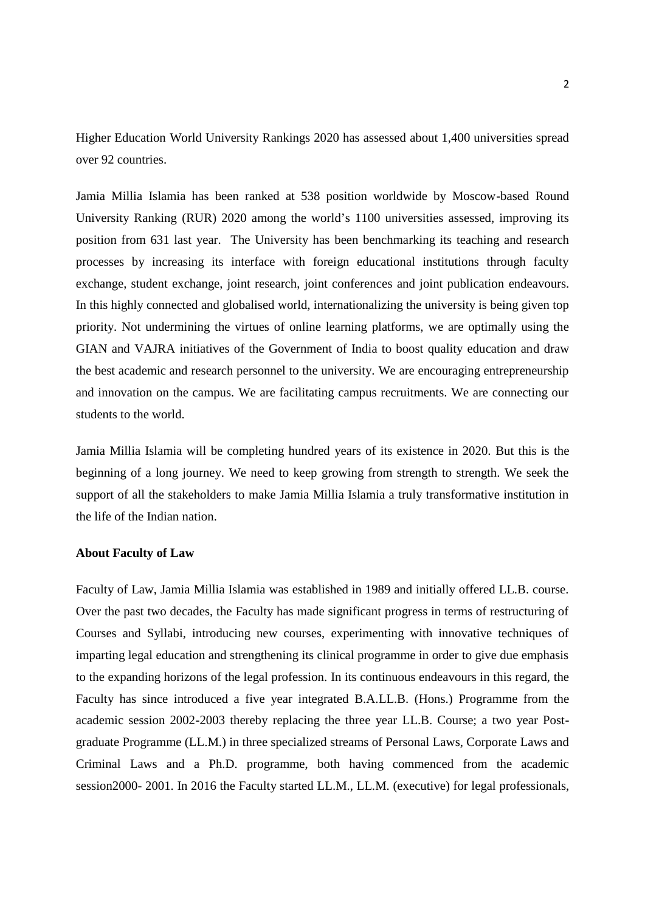Higher Education World University Rankings 2020 has assessed about 1,400 universities spread over 92 countries.

Jamia Millia Islamia has been ranked at 538 position worldwide by Moscow-based Round University Ranking (RUR) 2020 among the world's 1100 universities assessed, improving its position from 631 last year. The University has been benchmarking its teaching and research processes by increasing its interface with foreign educational institutions through faculty exchange, student exchange, joint research, joint conferences and joint publication endeavours. In this highly connected and globalised world, internationalizing the university is being given top priority. Not undermining the virtues of online learning platforms, we are optimally using the GIAN and VAJRA initiatives of the Government of India to boost quality education and draw the best academic and research personnel to the university. We are encouraging entrepreneurship and innovation on the campus. We are facilitating campus recruitments. We are connecting our students to the world.

Jamia Millia Islamia will be completing hundred years of its existence in 2020. But this is the beginning of a long journey. We need to keep growing from strength to strength. We seek the support of all the stakeholders to make Jamia Millia Islamia a truly transformative institution in the life of the Indian nation.

**About Faculty of Law**

Faculty of Law, Jamia Millia Islamia was established in 1989 and initially offered LL.B. course. Over the past two decades, the Faculty has made significant progress in terms of restructuring of Courses and Syllabi, introducing new courses, experimenting with innovative techniques of imparting legal education and strengthening its clinical programme in order to give due emphasis to the expanding horizons of the legal profession. In its continuous endeavours in this regard, the Faculty has since introduced a five year integrated B.A.LL.B. (Hons.) Programme from the academic session 2002-2003 thereby replacing the three year LL.B. Course; a two year Post-graduate Programme (LL.M.) in three specialized streams of Personal Laws, Corporate Laws and Criminal Laws and a Ph.D. programme, both having commenced from the academic session2000- 2001. In 2016 the Faculty started LL.M., LL.M. (executive) for legal professionals,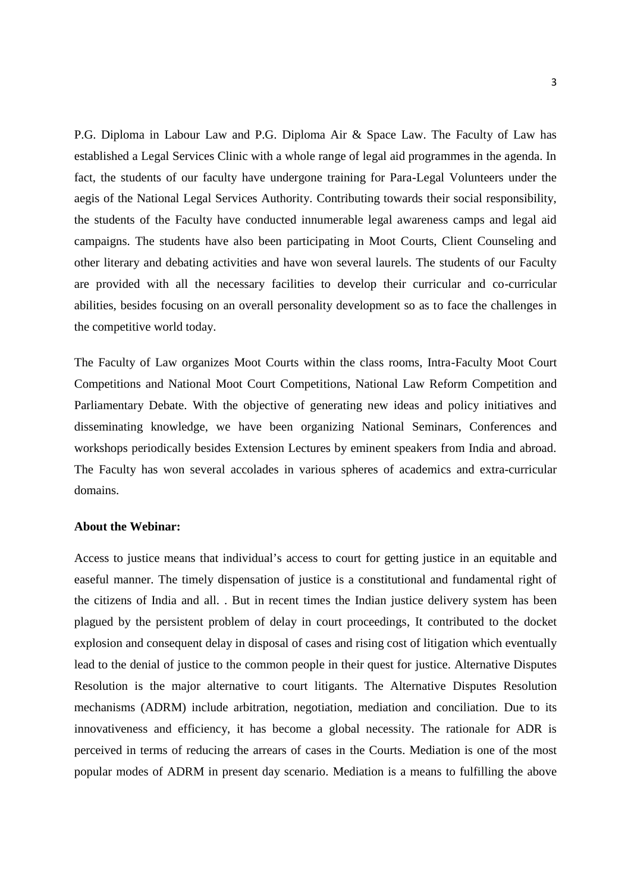P.G. Diploma in Labour Law and P.G. Diploma Air & Space Law. The Faculty of Law has established a Legal Services Clinic with a whole range of legal aid programmes in the agenda. In fact, the students of our faculty have undergone training for Para-Legal Volunteers under the aegis of the National Legal Services Authority. Contributing towards their social responsibility, the students of the Faculty have conducted innumerable legal awareness camps and legal aid campaigns. The students have also been participating in Moot Courts, Client Counseling and other literary and debating activities and have won several laurels. The students of our Faculty are provided with all the necessary facilities to develop their curricular and co-curricular abilities, besides focusing on an overall personality development so as to face the challenges in the competitive world today.

The Faculty of Law organizes Moot Courts within the class rooms, Intra-Faculty Moot Court Competitions and National Moot Court Competitions, National Law Reform Competition and Parliamentary Debate. With the objective of generating new ideas and policy initiatives and disseminating knowledge, we have been organizing National Seminars, Conferences and workshops periodically besides Extension Lectures by eminent speakers from India and abroad. The Faculty has won several accolades in various spheres of academics and extra-curricular domains.

**About the Webinar:**

Access to justice means that individual's access to court for getting justice in an equitable and easeful manner. The timely dispensation of justice is a constitutional and fundamental right of the citizens of India and all. . But in recent times the Indian justice delivery system has been plagued by the persistent problem of delay in court proceedings, It contributed to the docket explosion and consequent delay in disposal of cases and rising cost of litigation which eventually lead to the denial of justice to the common people in their quest for justice. Alternative Disputes Resolution is the major alternative to court litigants. The Alternative Disputes Resolution mechanisms (ADRM) include arbitration, negotiation, mediation and conciliation. Due to its innovativeness and efficiency, it has become a global necessity. The rationale for ADR is perceived in terms of reducing the arrears of cases in the Courts. Mediation is one of the most popular modes of ADRM in present day scenario. Mediation is a means to fulfilling the above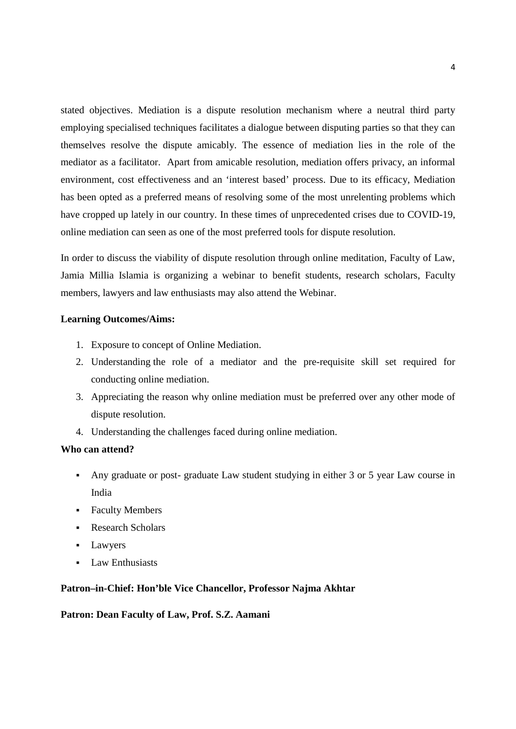stated objectives. Mediation is a dispute resolution mechanism where a neutral third party employing specialised techniques facilitates a dialogue between disputing parties so that they can themselves resolve the dispute amicably. The essence of mediation lies in the role of the mediator as a facilitator. Apart from amicable resolution, mediation offers privacy, an informal environment, cost effectiveness and an 'interest based' process. Due to its efficacy, Mediation has been opted as a preferred means of resolving some of the most unrelenting problems which have cropped up lately in our country. In these times of unprecedented crises due to COVID-19, online mediation can seen as one of the most preferred tools for dispute resolution.

In order to discuss the viability of dispute resolution through online meditation, Faculty of Law, Jamia Millia Islamia is organizing a webinar to benefit students, research scholars, Faculty members, lawyers and law enthusiasts may also attend the Webinar.

**Learning Outcomes/Aims:**

1. Exposure to concept of Online Mediation.
2. Understanding the role of a mediator and the pre-requisite skill set required for conducting online mediation.
3. Appreciating the reason why online mediation must be preferred over any other mode of dispute resolution.
4. Understanding the challenges faced during online mediation.

**Who can attend?**

- Any graduate or post- graduate Law student studying in either 3 or 5 year Law course in India
- Faculty Members
- Research Scholars
- Lawyers
- Law Enthusiasts

**Patron–in-Chief: Hon'ble Vice Chancellor, Professor Najma Akhtar**

**Patron: Dean Faculty of Law, Prof. S.Z. Aamani**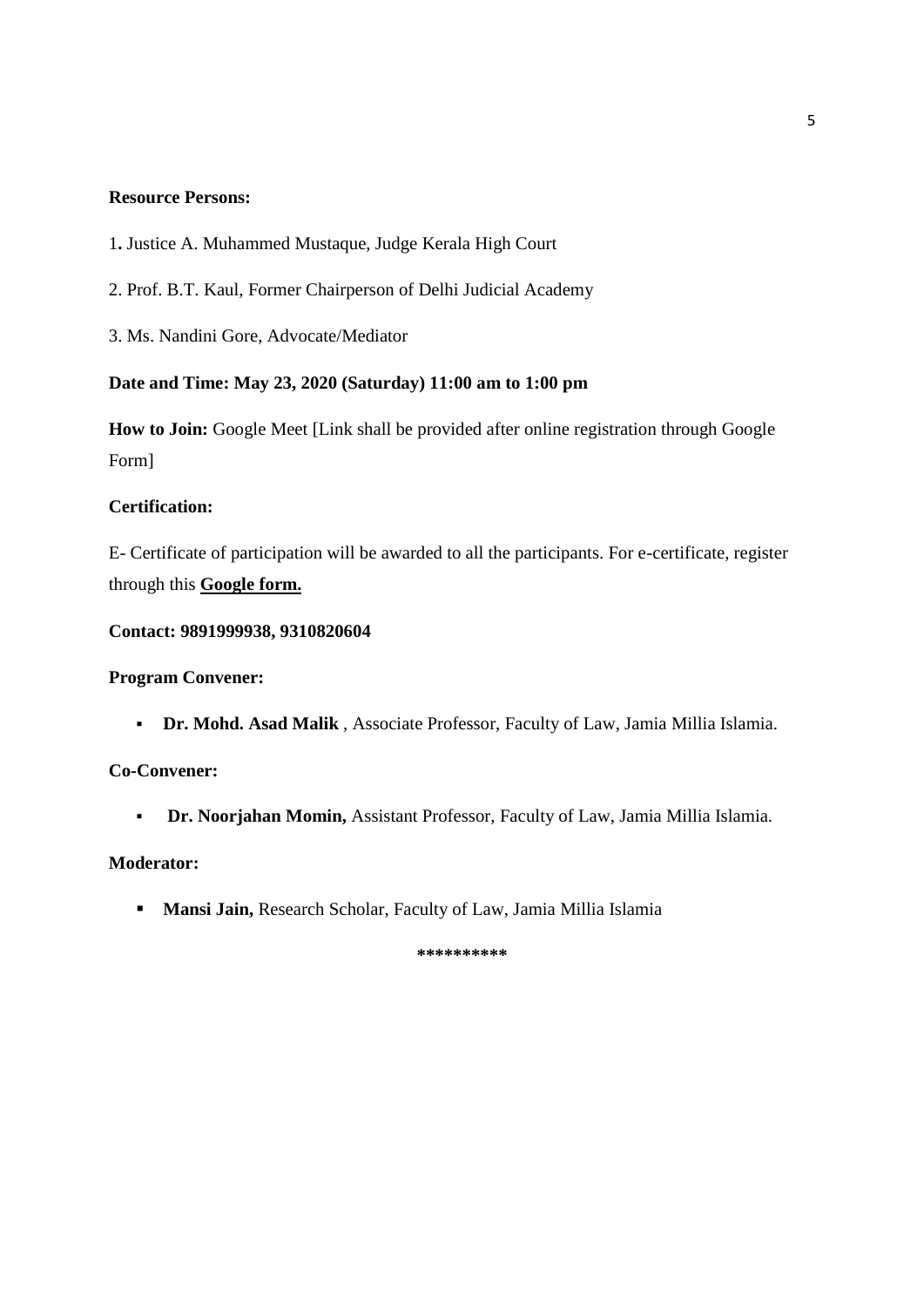**Resource Persons:**

1**.** Justice A. Muhammed Mustaque, Judge Kerala High Court

2. Prof. B.T. Kaul, Former Chairperson of Delhi Judicial Academy

3. Ms. Nandini Gore, Advocate/Mediator

**Date and Time: May 23, 2020 (Saturday) 11:00 am to 1:00 pm**

**How to Join:** Google Meet [Link shall be provided after online registration through Google Form]

**Certification:**

E- Certificate of participation will be awarded to all the participants. For e-certificate, register through this **Google form.**

**Contact: 9891999938, 9310820604**

**Program Convener:**

- **Dr. Mohd. Asad Malik** , Associate Professor, Faculty of Law, Jamia Millia Islamia.

**Co-Convener:**

- **Dr. Noorjahan Momin,** Assistant Professor, Faculty of Law, Jamia Millia Islamia.

**Moderator:**

- **Mansi Jain,** Research Scholar, Faculty of Law, Jamia Millia Islamia

**********